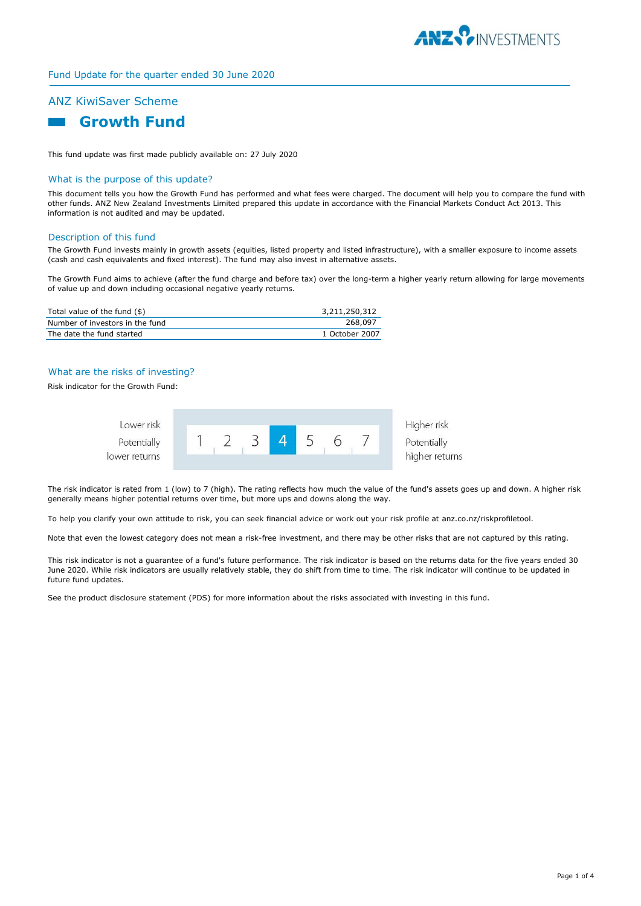Fund Update for the quarter ended 30 June 2020

## ANZ KiwiSaver Scheme

# Growth Fund

This fund update was first made publicly available on: 27 July 2020

## What is the purpose of this update?

This document tells you how the Growth Fund has performed and what fees were charged. The document will help you to compare the fund with other funds. ANZ New Zealand Investments Limited prepared this update in accordance with the Financial Markets Conduct Act 2013. This information is not audited and may be updated.

## Description of this fund

The Growth Fund invests mainly in growth assets (equities, listed property and listed infrastructure), with a smaller exposure to income assets (cash and cash equivalents and fixed interest). The fund may also invest in alternative assets.

The Growth Fund aims to achieve (after the fund charge and before tax) over the long-term a higher yearly return allowing for large movements of value up and down including occasional negative yearly returns.

| | |
|---|---|
| Total value of the fund ($) | 3,211,250,312 |
| Number of investors in the fund | 268,097 |
| The date the fund started | 1 October 2007 |

## What are the risks of investing?

Risk indicator for the Growth Fund:

| Lower risk<br>Potentially lower returns | 1 | 2 | 3 | **4** | 5 | 6 | 7 | Higher risk<br>Potentially higher returns |
|---|---|---|---|---|---|---|---|---|

The risk indicator is rated from 1 (low) to 7 (high). The rating reflects how much the value of the fund's assets goes up and down. A higher risk generally means higher potential returns over time, but more ups and downs along the way.

To help you clarify your own attitude to risk, you can seek financial advice or work out your risk profile at anz.co.nz/riskprofiletool.

Note that even the lowest category does not mean a risk-free investment, and there may be other risks that are not captured by this rating.

This risk indicator is not a guarantee of a fund's future performance. The risk indicator is based on the returns data for the five years ended 30 June 2020. While risk indicators are usually relatively stable, they do shift from time to time. The risk indicator will continue to be updated in future fund updates.

See the product disclosure statement (PDS) for more information about the risks associated with investing in this fund.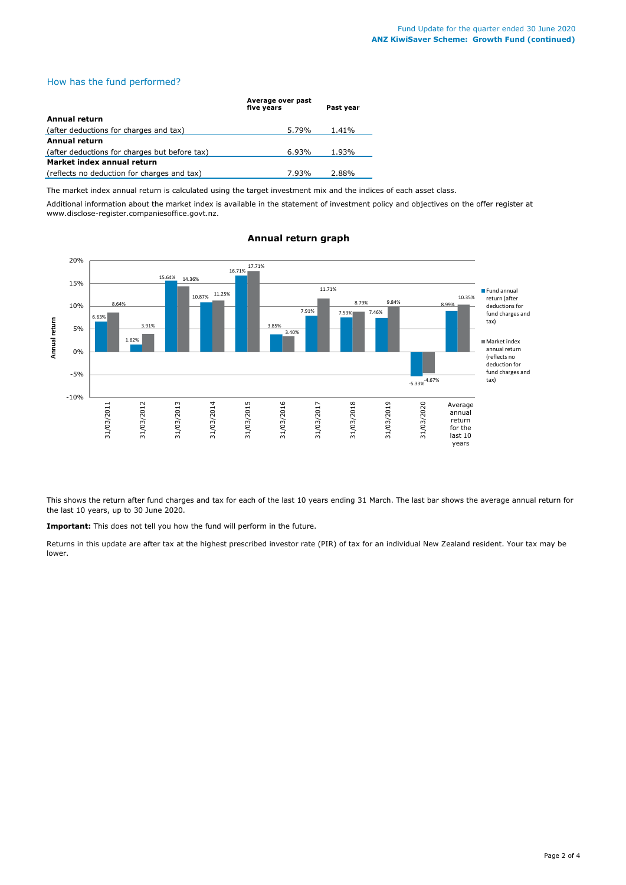## How has the fund performed?

| | Average over past five years | Past year |
|---|---|---|
| **Annual return** | | |
| (after deductions for charges and tax) | 5.79% | 1.41% |
| **Annual return** | | |
| (after deductions for charges but before tax) | 6.93% | 1.93% |
| **Market index annual return** | | |
| (reflects no deduction for charges and tax) | 7.93% | 2.88% |

The market index annual return is calculated using the target investment mix and the indices of each asset class.

Additional information about the market index is available in the statement of investment policy and objectives on the offer register at www.disclose-register.companiesoffice.govt.nz.

### Annual return graph

| | Fund annual return (after deductions for fund charges and tax) | Market index annual return (reflects no deduction for fund charges and tax) |
|---|---|---|
| 31/03/2011 | 6.63% | 8.64% |
| 31/03/2012 | 1.62% | 3.91% |
| 31/03/2013 | 15.64% | 14.36% |
| 31/03/2014 | 10.87% | 11.25% |
| 31/03/2015 | 16.71% | 17.71% |
| 31/03/2016 | 3.85% | 3.40% |
| 31/03/2017 | 7.91% | 11.71% |
| 31/03/2018 | 7.53% | 8.79% |
| 31/03/2019 | 7.46% | 9.84% |
| 31/03/2020 | -5.33% | -4.67% |
| Average annual return for the last 10 years | 8.99% | 10.35% |

This shows the return after fund charges and tax for each of the last 10 years ending 31 March. The last bar shows the average annual return for the last 10 years, up to 30 June 2020.

**Important:** This does not tell you how the fund will perform in the future.

Returns in this update are after tax at the highest prescribed investor rate (PIR) of tax for an individual New Zealand resident. Your tax may be lower.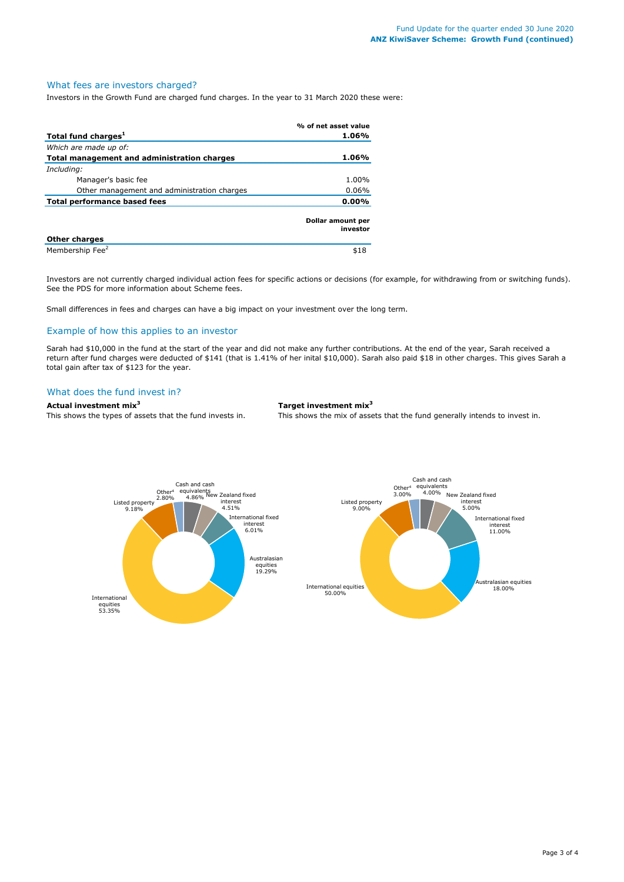## What fees are investors charged?

Investors in the Growth Fund are charged fund charges. In the year to 31 March 2020 these were:

| | % of net asset value |
|---|---|
| **Total fund charges**[1] | **1.06%** |
| *Which are made up of:* | |
| **Total management and administration charges** | **1.06%** |
| *Including:* | |
| Manager's basic fee | 1.00% |
| Other management and administration charges | 0.06% |
| **Total performance based fees** | **0.00%** |
| | **Dollar amount per investor** |
| **Other charges** | |
| Membership Fee[2] | $18 |

Investors are not currently charged individual action fees for specific actions or decisions (for example, for withdrawing from or switching funds). See the PDS for more information about Scheme fees.

Small differences in fees and charges can have a big impact on your investment over the long term.

## Example of how this applies to an investor

Sarah had $10,000 in the fund at the start of the year and did not make any further contributions. At the end of the year, Sarah received a return after fund charges were deducted of $141 (that is 1.41% of her inital $10,000). Sarah also paid $18 in other charges. This gives Sarah a total gain after tax of $123 for the year.

## What does the fund invest in?

**Actual investment mix**[3]

This shows the types of assets that the fund invests in.

| Asset | % |
|---|---|
| Cash and cash equivalents | 4.86% |
| New Zealand fixed interest | 4.51% |
| International fixed interest | 6.01% |
| Australasian equities | 19.29% |
| International equities | 53.35% |
| Listed property | 9.18% |
| Other[4] | 2.80% |

**Target investment mix**[3]

This shows the mix of assets that the fund generally intends to invest in.

| Asset | % |
|---|---|
| Cash and cash equivalents | 4.00% |
| New Zealand fixed interest | 5.00% |
| International fixed interest | 11.00% |
| Australasian equities | 18.00% |
| International equities | 50.00% |
| Listed property | 9.00% |
| Other[4] | 3.00% |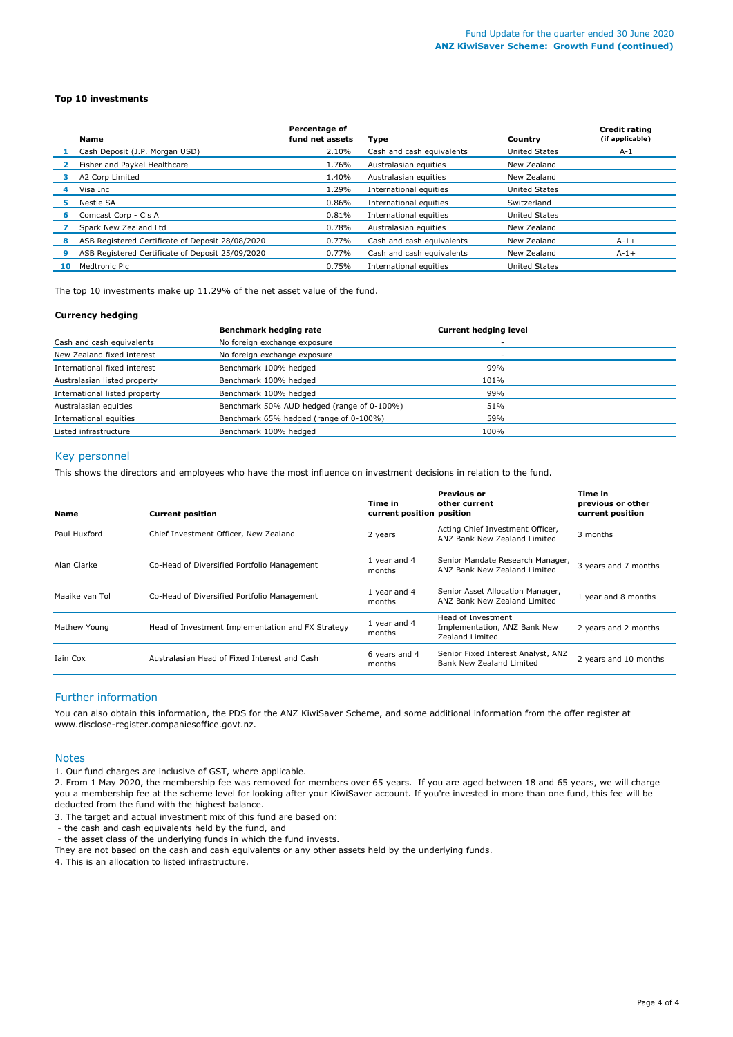### Top 10 investments

| | Name | Percentage of fund net assets | Type | Country | Credit rating (if applicable) |
|---|---|---|---|---|---|
| 1 | Cash Deposit (J.P. Morgan USD) | 2.10% | Cash and cash equivalents | United States | A-1 |
| 2 | Fisher and Paykel Healthcare | 1.76% | Australasian equities | New Zealand | |
| 3 | A2 Corp Limited | 1.40% | Australasian equities | New Zealand | |
| 4 | Visa Inc | 1.29% | International equities | United States | |
| 5 | Nestle SA | 0.86% | International equities | Switzerland | |
| 6 | Comcast Corp - Cls A | 0.81% | International equities | United States | |
| 7 | Spark New Zealand Ltd | 0.78% | Australasian equities | New Zealand | |
| 8 | ASB Registered Certificate of Deposit 28/08/2020 | 0.77% | Cash and cash equivalents | New Zealand | A-1+ |
| 9 | ASB Registered Certificate of Deposit 25/09/2020 | 0.77% | Cash and cash equivalents | New Zealand | A-1+ |
| 10 | Medtronic Plc | 0.75% | International equities | United States | |

The top 10 investments make up 11.29% of the net asset value of the fund.

### Currency hedging

| | Benchmark hedging rate | Current hedging level |
|---|---|---|
| Cash and cash equivalents | No foreign exchange exposure | - |
| New Zealand fixed interest | No foreign exchange exposure | - |
| International fixed interest | Benchmark 100% hedged | 99% |
| Australasian listed property | Benchmark 100% hedged | 101% |
| International listed property | Benchmark 100% hedged | 99% |
| Australasian equities | Benchmark 50% AUD hedged (range of 0-100%) | 51% |
| International equities | Benchmark 65% hedged (range of 0-100%) | 59% |
| Listed infrastructure | Benchmark 100% hedged | 100% |

## Key personnel

This shows the directors and employees who have the most influence on investment decisions in relation to the fund.

| Name | Current position | Time in current position | Previous or other current position | Time in previous or other current position |
|---|---|---|---|---|
| Paul Huxford | Chief Investment Officer, New Zealand | 2 years | Acting Chief Investment Officer, ANZ Bank New Zealand Limited | 3 months |
| Alan Clarke | Co-Head of Diversified Portfolio Management | 1 year and 4 months | Senior Mandate Research Manager, ANZ Bank New Zealand Limited | 3 years and 7 months |
| Maaike van Tol | Co-Head of Diversified Portfolio Management | 1 year and 4 months | Senior Asset Allocation Manager, ANZ Bank New Zealand Limited | 1 year and 8 months |
| Mathew Young | Head of Investment Implementation and FX Strategy | 1 year and 4 months | Head of Investment Implementation, ANZ Bank New Zealand Limited | 2 years and 2 months |
| Iain Cox | Australasian Head of Fixed Interest and Cash | 6 years and 4 months | Senior Fixed Interest Analyst, ANZ Bank New Zealand Limited | 2 years and 10 months |

## Further information

You can also obtain this information, the PDS for the ANZ KiwiSaver Scheme, and some additional information from the offer register at www.disclose-register.companiesoffice.govt.nz.

## Notes

1. Our fund charges are inclusive of GST, where applicable.
2. From 1 May 2020, the membership fee was removed for members over 65 years. If you are aged between 18 and 65 years, we will charge you a membership fee at the scheme level for looking after your KiwiSaver account. If you're invested in more than one fund, this fee will be deducted from the fund with the highest balance.
3. The target and actual investment mix of this fund are based on:
   - the cash and cash equivalents held by the fund, and
   - the asset class of the underlying funds in which the fund invests.

   They are not based on the cash and cash equivalents or any other assets held by the underlying funds.
4. This is an allocation to listed infrastructure.